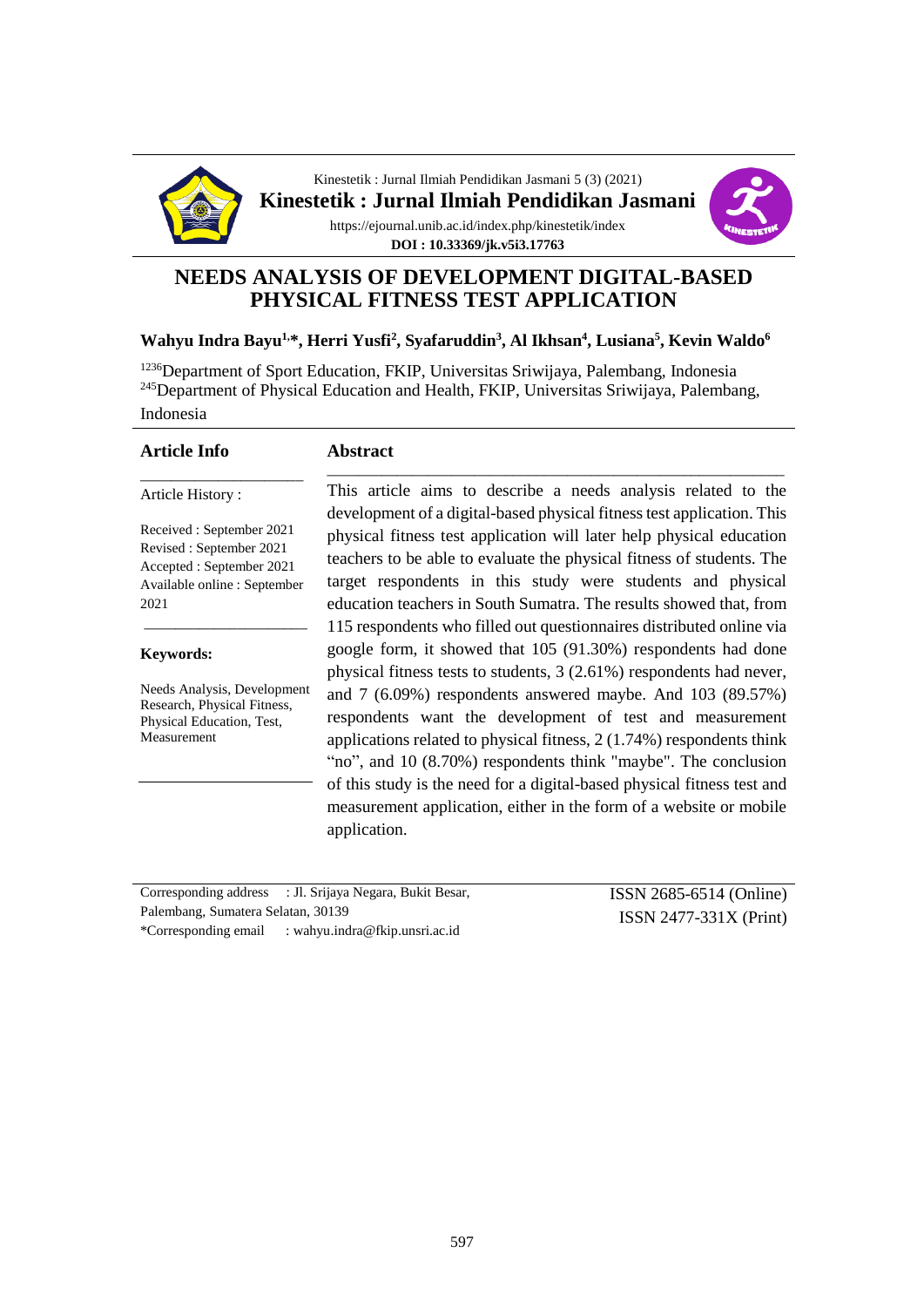Kinestetik : Jurnal Ilmiah Pendidikan Jasmani 5 (3) (2021)

**Kinestetik : Jurnal Ilmiah Pendidikan Jasmani**

https://ejournal.unib.ac.id/index.php/kinestetik/index

**DOI : 10.33369/jk.v5i3.17763**

# NEEDS ANALYSIS OF DEVELOPMENT DIGITAL-BASED PHYSICAL FITNESS TEST APPLICATION

**Wahyu Indra Bayu[1,*], Herri Yusfi[2], Syafaruddin[3], Al Ikhsan[4], Lusiana[5], Kevin Waldo[6]**

[1236]Department of Sport Education, FKIP, Universitas Sriwijaya, Palembang, Indonesia
[245]Department of Physical Education and Health, FKIP, Universitas Sriwijaya, Palembang, Indonesia

## Article Info

Article History :

Received : September 2021
Revised : September 2021
Accepted : September 2021
Available online : September 2021

**Keywords:**

Needs Analysis, Development Research, Physical Fitness, Physical Education, Test, Measurement

## Abstract

This article aims to describe a needs analysis related to the development of a digital-based physical fitness test application. This physical fitness test application will later help physical education teachers to be able to evaluate the physical fitness of students. The target respondents in this study were students and physical education teachers in South Sumatra. The results showed that, from 115 respondents who filled out questionnaires distributed online via google form, it showed that 105 (91.30%) respondents had done physical fitness tests to students, 3 (2.61%) respondents had never, and 7 (6.09%) respondents answered maybe. And 103 (89.57%) respondents want the development of test and measurement applications related to physical fitness, 2 (1.74%) respondents think "no", and 10 (8.70%) respondents think "maybe". The conclusion of this study is the need for a digital-based physical fitness test and measurement application, either in the form of a website or mobile application.

Corresponding address : Jl. Srijaya Negara, Bukit Besar, Palembang, Sumatera Selatan, 30139
*Corresponding email : wahyu.indra@fkip.unsri.ac.id

ISSN 2685-6514 (Online)
ISSN 2477-331X (Print)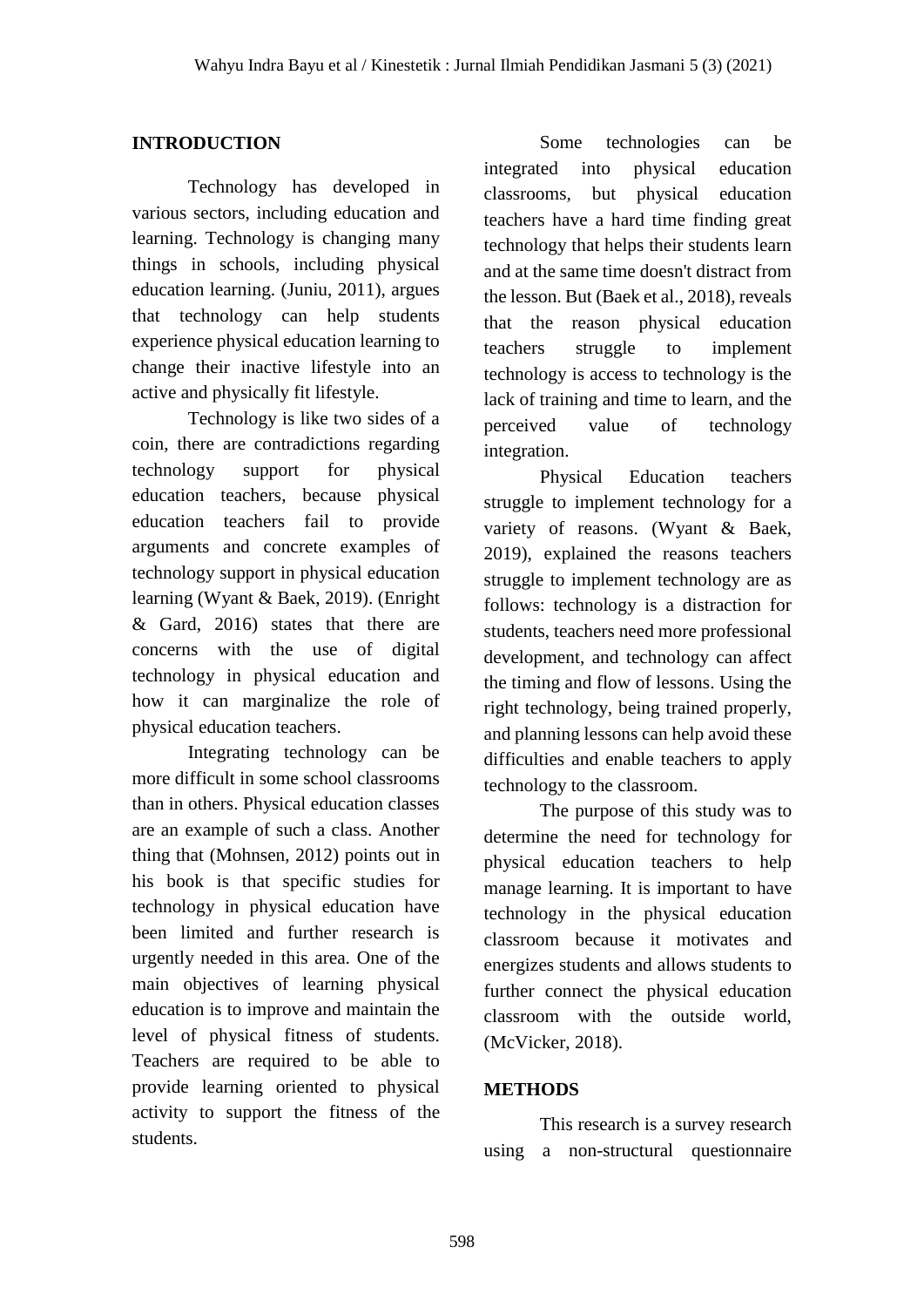## INTRODUCTION

Technology has developed in various sectors, including education and learning. Technology is changing many things in schools, including physical education learning. (Juniu, 2011), argues that technology can help students experience physical education learning to change their inactive lifestyle into an active and physically fit lifestyle.

Technology is like two sides of a coin, there are contradictions regarding technology support for physical education teachers, because physical education teachers fail to provide arguments and concrete examples of technology support in physical education learning (Wyant & Baek, 2019). (Enright & Gard, 2016) states that there are concerns with the use of digital technology in physical education and how it can marginalize the role of physical education teachers.

Integrating technology can be more difficult in some school classrooms than in others. Physical education classes are an example of such a class. Another thing that (Mohnsen, 2012) points out in his book is that specific studies for technology in physical education have been limited and further research is urgently needed in this area. One of the main objectives of learning physical education is to improve and maintain the level of physical fitness of students. Teachers are required to be able to provide learning oriented to physical activity to support the fitness of the students.

Some technologies can be integrated into physical education classrooms, but physical education teachers have a hard time finding great technology that helps their students learn and at the same time doesn't distract from the lesson. But (Baek et al., 2018), reveals that the reason physical education teachers struggle to implement technology is access to technology is the lack of training and time to learn, and the perceived value of technology integration.

Physical Education teachers struggle to implement technology for a variety of reasons. (Wyant & Baek, 2019), explained the reasons teachers struggle to implement technology are as follows: technology is a distraction for students, teachers need more professional development, and technology can affect the timing and flow of lessons. Using the right technology, being trained properly, and planning lessons can help avoid these difficulties and enable teachers to apply technology to the classroom.

The purpose of this study was to determine the need for technology for physical education teachers to help manage learning. It is important to have technology in the physical education classroom because it motivates and energizes students and allows students to further connect the physical education classroom with the outside world, (McVicker, 2018).

## METHODS

This research is a survey research using a non-structural questionnaire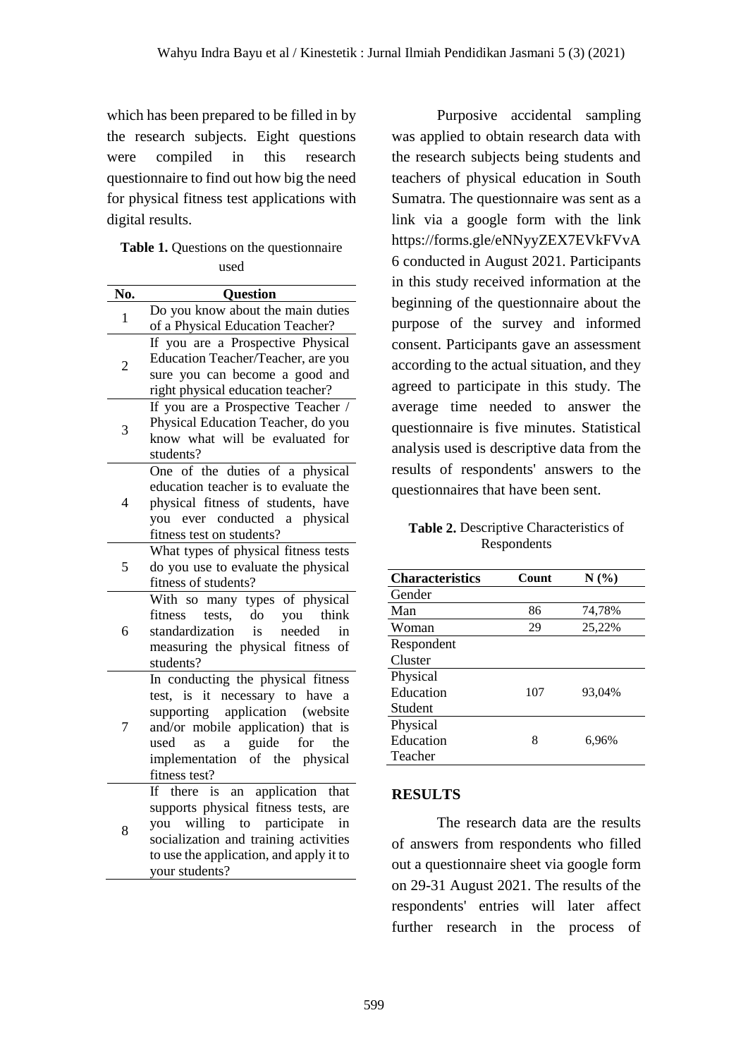which has been prepared to be filled in by the research subjects. Eight questions were compiled in this research questionnaire to find out how big the need for physical fitness test applications with digital results.

**Table 1.** Questions on the questionnaire used

| No. | Question |
|---|---|
| 1 | Do you know about the main duties of a Physical Education Teacher? |
| 2 | If you are a Prospective Physical Education Teacher/Teacher, are you sure you can become a good and right physical education teacher? |
| 3 | If you are a Prospective Teacher / Physical Education Teacher, do you know what will be evaluated for students? |
| 4 | One of the duties of a physical education teacher is to evaluate the physical fitness of students, have you ever conducted a physical fitness test on students? |
| 5 | What types of physical fitness tests do you use to evaluate the physical fitness of students? |
| 6 | With so many types of physical fitness tests, do you think standardization is needed in measuring the physical fitness of students? |
| 7 | In conducting the physical fitness test, is it necessary to have a supporting application (website and/or mobile application) that is used as a guide for the implementation of the physical fitness test? |
| 8 | If there is an application that supports physical fitness tests, are you willing to participate in socialization and training activities to use the application, and apply it to your students? |

Purposive accidental sampling was applied to obtain research data with the research subjects being students and teachers of physical education in South Sumatra. The questionnaire was sent as a link via a google form with the link https://forms.gle/eNNyyZEX7EVkFVvA6 conducted in August 2021. Participants in this study received information at the beginning of the questionnaire about the purpose of the survey and informed consent. Participants gave an assessment according to the actual situation, and they agreed to participate in this study. The average time needed to answer the questionnaire is five minutes. Statistical analysis used is descriptive data from the results of respondents' answers to the questionnaires that have been sent.

**Table 2.** Descriptive Characteristics of Respondents

| Characteristics | Count | N (%) |
|---|---|---|
| Gender | | |
| Man | 86 | 74,78% |
| Woman | 29 | 25,22% |
| Respondent Cluster | | |
| Physical Education Student | 107 | 93,04% |
| Physical Education Teacher | 8 | 6,96% |

## RESULTS

The research data are the results of answers from respondents who filled out a questionnaire sheet via google form on 29-31 August 2021. The results of the respondents' entries will later affect further research in the process of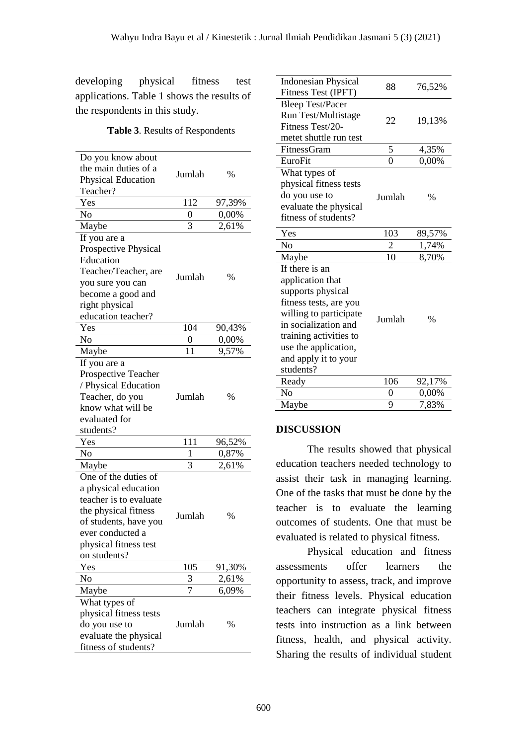developing physical fitness test applications. Table 1 shows the results of the respondents in this study.

**Table 3**. Results of Respondents

| Do you know about the main duties of a Physical Education Teacher? | Jumlah | % |
|---|---|---|
| Yes | 112 | 97,39% |
| No | 0 | 0,00% |
| Maybe | 3 | 2,61% |
| If you are a Prospective Physical Education Teacher/Teacher, are you sure you can become a good and right physical education teacher? | Jumlah | % |
| Yes | 104 | 90,43% |
| No | 0 | 0,00% |
| Maybe | 11 | 9,57% |
| If you are a Prospective Teacher / Physical Education Teacher, do you know what will be evaluated for students? | Jumlah | % |
| Yes | 111 | 96,52% |
| No | 1 | 0,87% |
| Maybe | 3 | 2,61% |
| One of the duties of a physical education teacher is to evaluate the physical fitness of students, have you ever conducted a physical fitness test on students? | Jumlah | % |
| Yes | 105 | 91,30% |
| No | 3 | 2,61% |
| Maybe | 7 | 6,09% |
| What types of physical fitness tests do you use to evaluate the physical fitness of students? | Jumlah | % |
| Indonesian Physical Fitness Test (IPFT) | 88 | 76,52% |
| Bleep Test/Pacer Run Test/Multistage Fitness Test/20-metet shuttle run test | 22 | 19,13% |
| FitnessGram | 5 | 4,35% |
| EuroFit | 0 | 0,00% |
| What types of physical fitness tests do you use to evaluate the physical fitness of students? | Jumlah | % |
| Yes | 103 | 89,57% |
| No | 2 | 1,74% |
| Maybe | 10 | 8,70% |
| If there is an application that supports physical fitness tests, are you willing to participate in socialization and training activities to use the application, and apply it to your students? | Jumlah | % |
| Ready | 106 | 92,17% |
| No | 0 | 0,00% |
| Maybe | 9 | 7,83% |

## DISCUSSION

The results showed that physical education teachers needed technology to assist their task in managing learning. One of the tasks that must be done by the teacher is to evaluate the learning outcomes of students. One that must be evaluated is related to physical fitness.

Physical education and fitness assessments offer learners the opportunity to assess, track, and improve their fitness levels. Physical education teachers can integrate physical fitness tests into instruction as a link between fitness, health, and physical activity. Sharing the results of individual student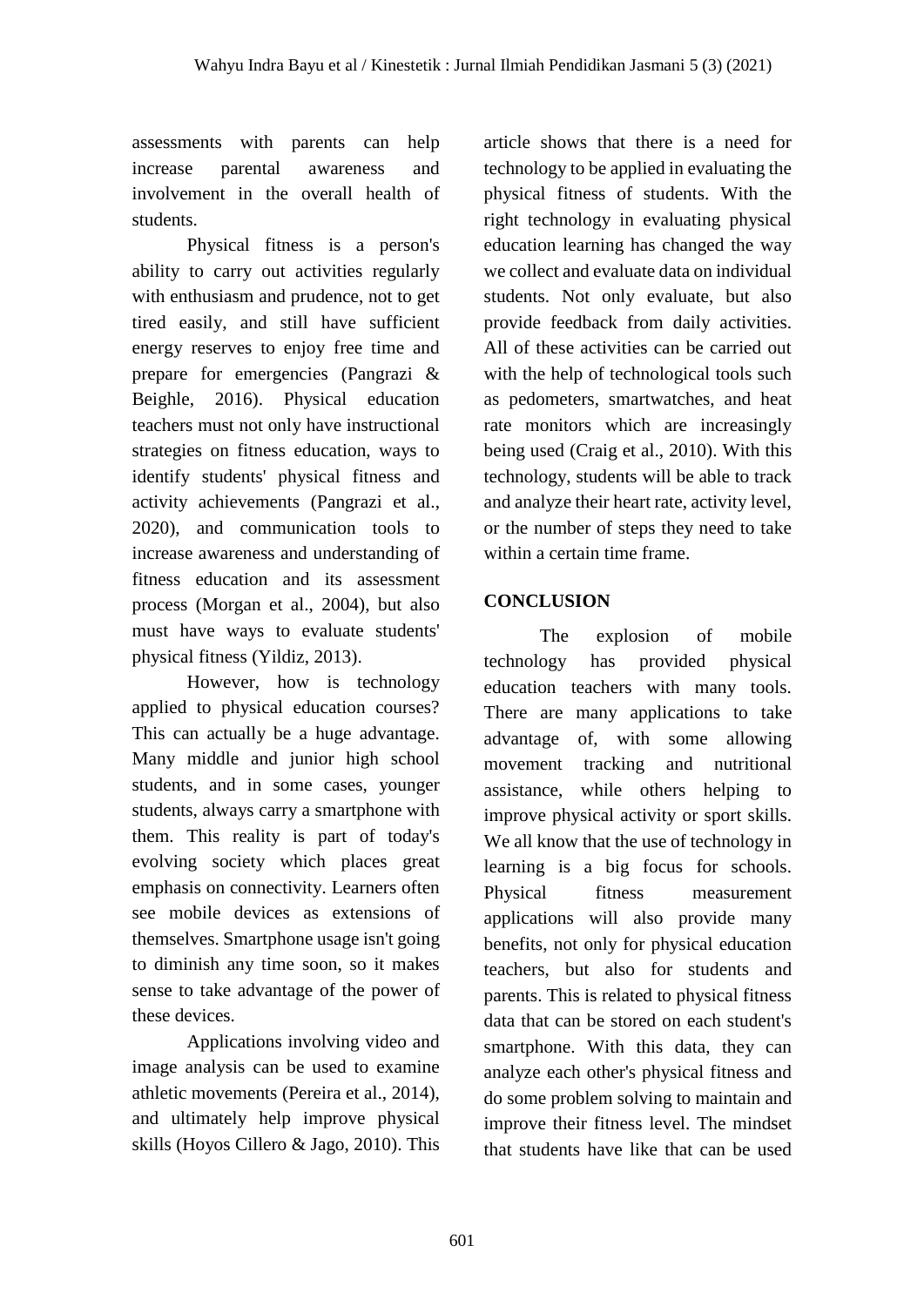assessments with parents can help increase parental awareness and involvement in the overall health of students.

Physical fitness is a person's ability to carry out activities regularly with enthusiasm and prudence, not to get tired easily, and still have sufficient energy reserves to enjoy free time and prepare for emergencies (Pangrazi & Beighle, 2016). Physical education teachers must not only have instructional strategies on fitness education, ways to identify students' physical fitness and activity achievements (Pangrazi et al., 2020), and communication tools to increase awareness and understanding of fitness education and its assessment process (Morgan et al., 2004), but also must have ways to evaluate students' physical fitness (Yildiz, 2013).

However, how is technology applied to physical education courses? This can actually be a huge advantage. Many middle and junior high school students, and in some cases, younger students, always carry a smartphone with them. This reality is part of today's evolving society which places great emphasis on connectivity. Learners often see mobile devices as extensions of themselves. Smartphone usage isn't going to diminish any time soon, so it makes sense to take advantage of the power of these devices.

Applications involving video and image analysis can be used to examine athletic movements (Pereira et al., 2014), and ultimately help improve physical skills (Hoyos Cillero & Jago, 2010). This article shows that there is a need for technology to be applied in evaluating the physical fitness of students. With the right technology in evaluating physical education learning has changed the way we collect and evaluate data on individual students. Not only evaluate, but also provide feedback from daily activities. All of these activities can be carried out with the help of technological tools such as pedometers, smartwatches, and heat rate monitors which are increasingly being used (Craig et al., 2010). With this technology, students will be able to track and analyze their heart rate, activity level, or the number of steps they need to take within a certain time frame.

## CONCLUSION

The explosion of mobile technology has provided physical education teachers with many tools. There are many applications to take advantage of, with some allowing movement tracking and nutritional assistance, while others helping to improve physical activity or sport skills. We all know that the use of technology in learning is a big focus for schools. Physical fitness measurement applications will also provide many benefits, not only for physical education teachers, but also for students and parents. This is related to physical fitness data that can be stored on each student's smartphone. With this data, they can analyze each other's physical fitness and do some problem solving to maintain and improve their fitness level. The mindset that students have like that can be used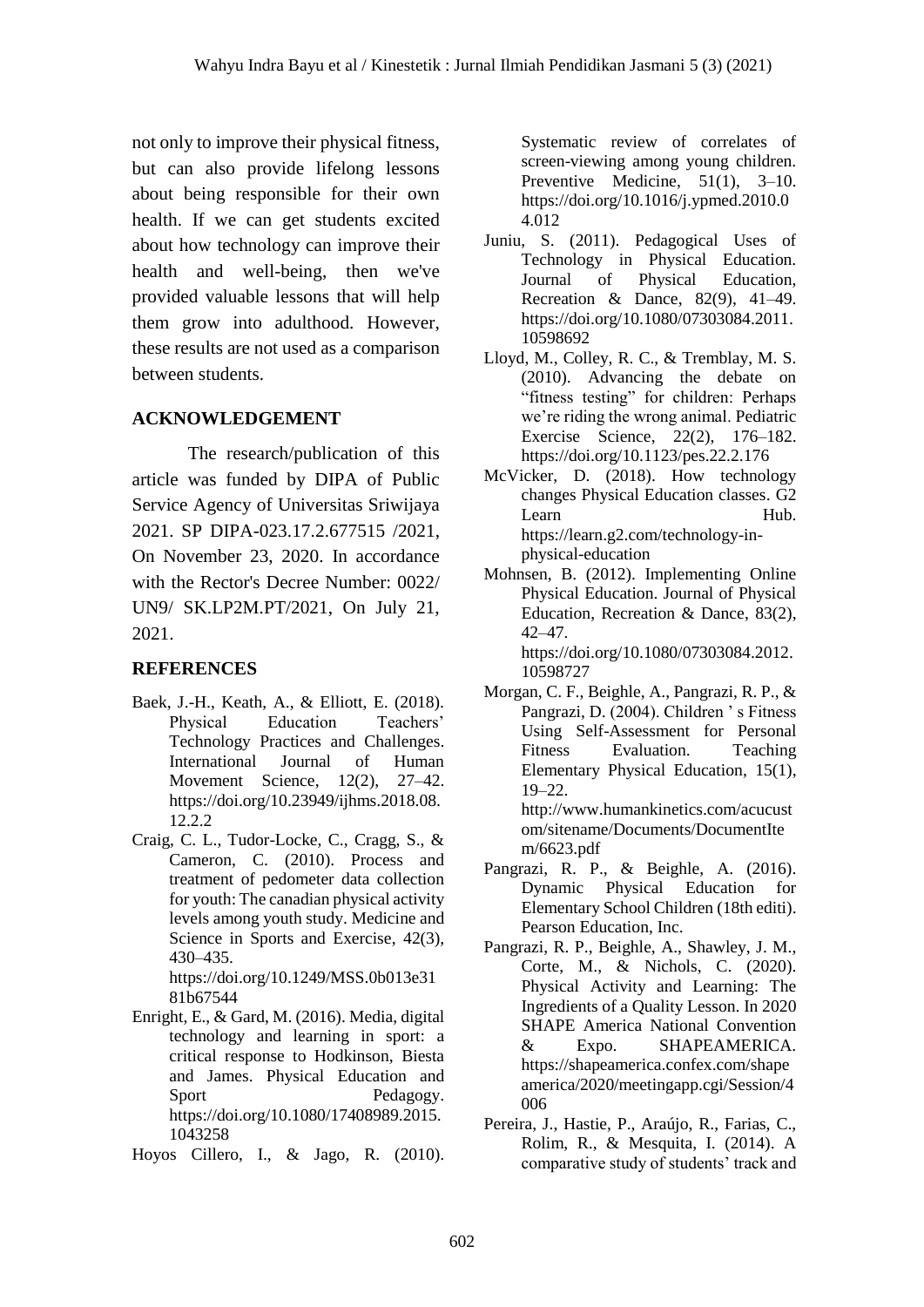not only to improve their physical fitness, but can also provide lifelong lessons about being responsible for their own health. If we can get students excited about how technology can improve their health and well-being, then we've provided valuable lessons that will help them grow into adulthood. However, these results are not used as a comparison between students.

## ACKNOWLEDGEMENT

The research/publication of this article was funded by DIPA of Public Service Agency of Universitas Sriwijaya 2021. SP DIPA-023.17.2.677515 /2021, On November 23, 2020. In accordance with the Rector's Decree Number: 0022/ UN9/ SK.LP2M.PT/2021, On July 21, 2021.

## REFERENCES

Baek, J.-H., Keath, A., & Elliott, E. (2018). Physical Education Teachers' Technology Practices and Challenges. International Journal of Human Movement Science, 12(2), 27–42. https://doi.org/10.23949/ijhms.2018.08.12.2.2

Craig, C. L., Tudor-Locke, C., Cragg, S., & Cameron, C. (2010). Process and treatment of pedometer data collection for youth: The canadian physical activity levels among youth study. Medicine and Science in Sports and Exercise, 42(3), 430–435. https://doi.org/10.1249/MSS.0b013e3181b67544

Enright, E., & Gard, M. (2016). Media, digital technology and learning in sport: a critical response to Hodkinson, Biesta and James. Physical Education and Sport Pedagogy. https://doi.org/10.1080/17408989.2015.1043258

Hoyos Cillero, I., & Jago, R. (2010). Systematic review of correlates of screen-viewing among young children. Preventive Medicine, 51(1), 3–10. https://doi.org/10.1016/j.ypmed.2010.04.012

Juniu, S. (2011). Pedagogical Uses of Technology in Physical Education. Journal of Physical Education, Recreation & Dance, 82(9), 41–49. https://doi.org/10.1080/07303084.2011.10598692

Lloyd, M., Colley, R. C., & Tremblay, M. S. (2010). Advancing the debate on "fitness testing" for children: Perhaps we're riding the wrong animal. Pediatric Exercise Science, 22(2), 176–182. https://doi.org/10.1123/pes.22.2.176

McVicker, D. (2018). How technology changes Physical Education classes. G2 Learn Hub. https://learn.g2.com/technology-in-physical-education

Mohnsen, B. (2012). Implementing Online Physical Education. Journal of Physical Education, Recreation & Dance, 83(2), 42–47. https://doi.org/10.1080/07303084.2012.10598727

Morgan, C. F., Beighle, A., Pangrazi, R. P., & Pangrazi, D. (2004). Children ' s Fitness Using Self-Assessment for Personal Fitness Evaluation. Teaching Elementary Physical Education, 15(1), 19–22. http://www.humankinetics.com/acucustom/sitename/Documents/DocumentItem/6623.pdf

Pangrazi, R. P., & Beighle, A. (2016). Dynamic Physical Education for Elementary School Children (18th editi). Pearson Education, Inc.

Pangrazi, R. P., Beighle, A., Shawley, J. M., Corte, M., & Nichols, C. (2020). Physical Activity and Learning: The Ingredients of a Quality Lesson. In 2020 SHAPE America National Convention & Expo. SHAPEAMERICA. https://shapeamerica.confex.com/shapeamerica/2020/meetingapp.cgi/Session/4006

Pereira, J., Hastie, P., Araújo, R., Farias, C., Rolim, R., & Mesquita, I. (2014). A comparative study of students' track and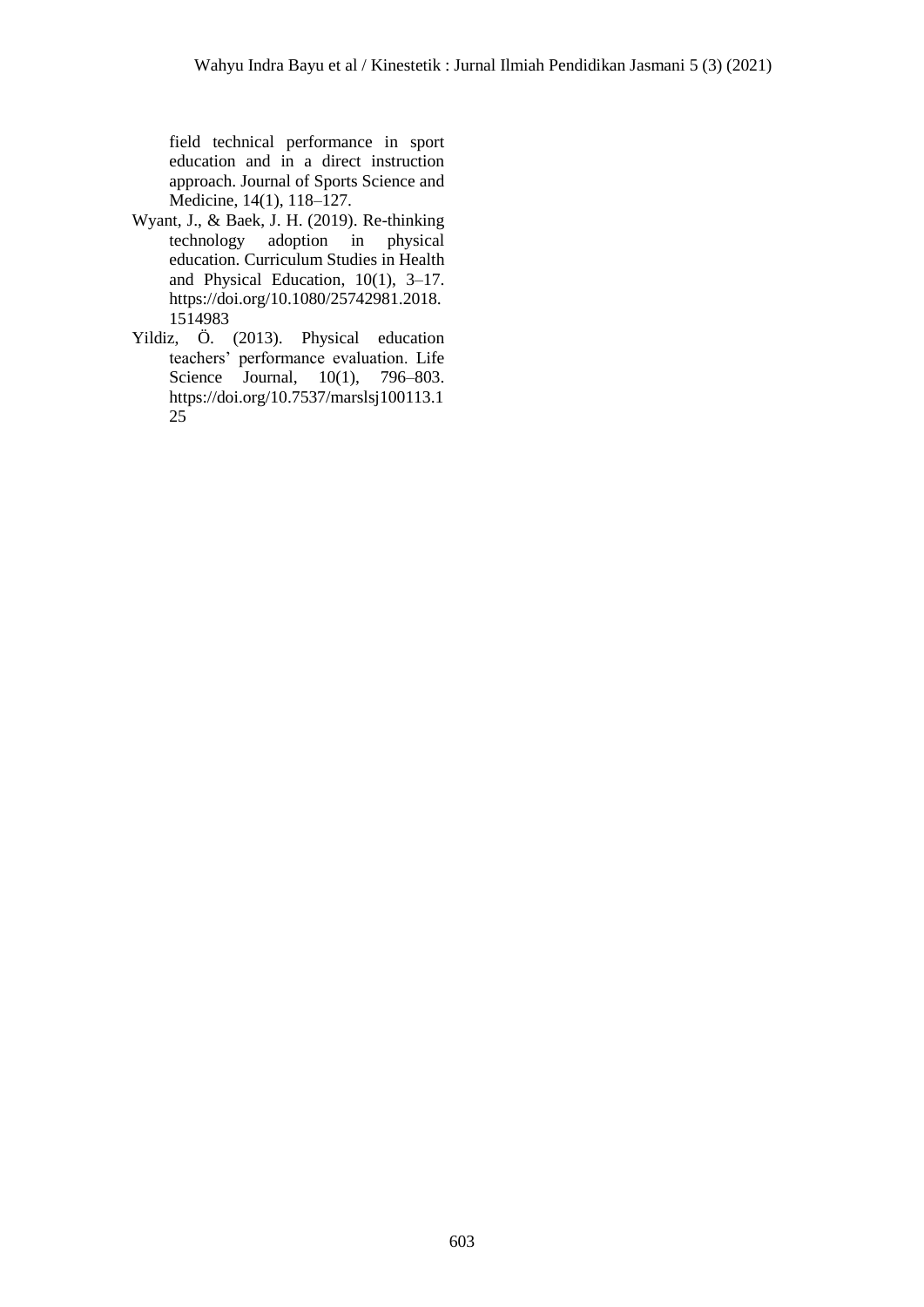field technical performance in sport education and in a direct instruction approach. Journal of Sports Science and Medicine, 14(1), 118–127.

Wyant, J., & Baek, J. H. (2019). Re-thinking technology adoption in physical education. Curriculum Studies in Health and Physical Education, 10(1), 3–17. https://doi.org/10.1080/25742981.2018.1514983

Yildiz, Ö. (2013). Physical education teachers' performance evaluation. Life Science Journal, 10(1), 796–803. https://doi.org/10.7537/marslsj100113.125